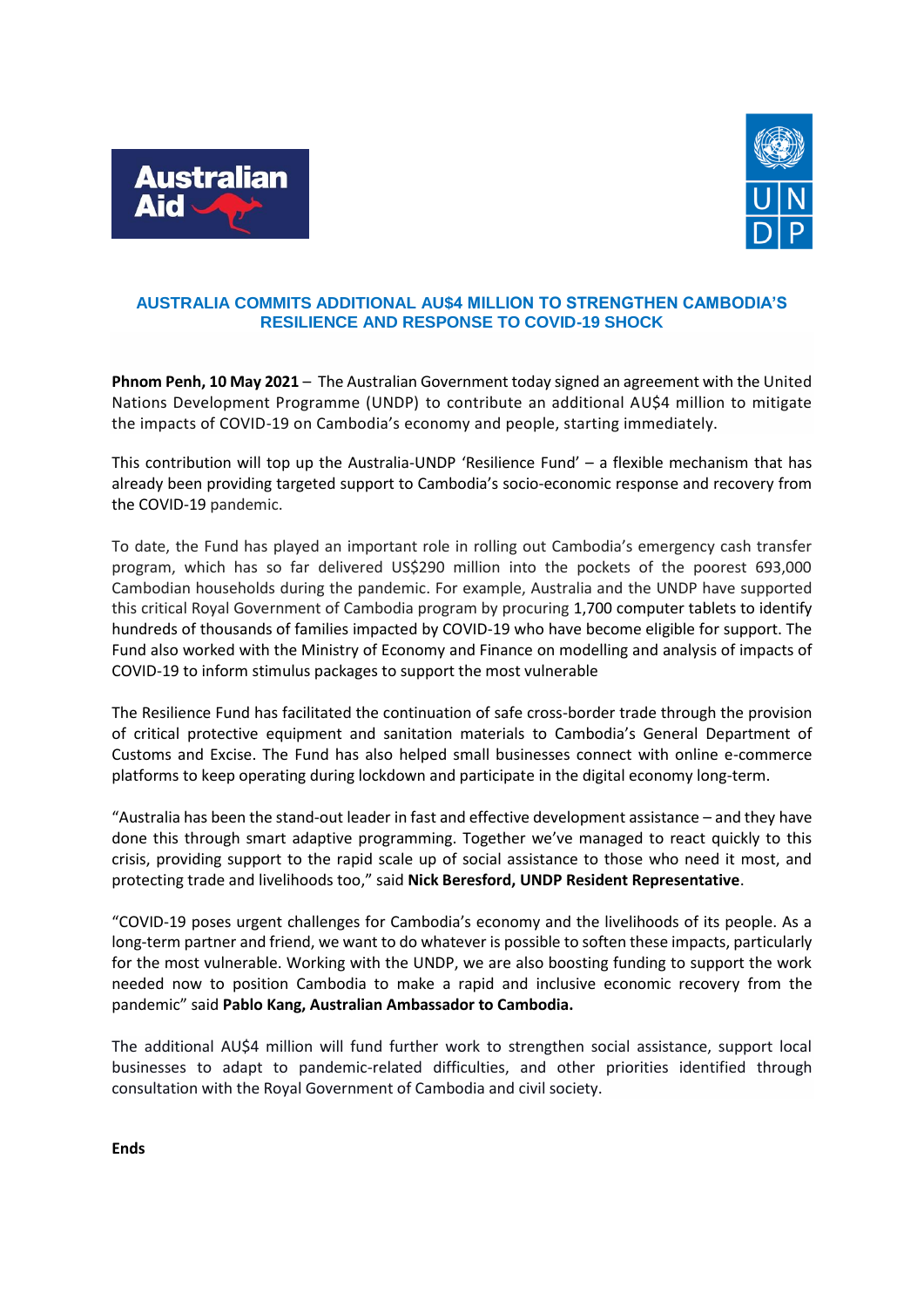## AUSTRALIA COMMITS ADDITIONAL AU$4 MILLION TO STRENGTHEN CAMBODIA'S RESILIENCE AND RESPONSE TO COVID-19 SHOCK

**Phnom Penh, 10 May 2021** – The Australian Government today signed an agreement with the United Nations Development Programme (UNDP) to contribute an additional AU$4 million to mitigate the impacts of COVID-19 on Cambodia's economy and people, starting immediately.

This contribution will top up the Australia-UNDP 'Resilience Fund' – a flexible mechanism that has already been providing targeted support to Cambodia's socio-economic response and recovery from the COVID-19 pandemic.

To date, the Fund has played an important role in rolling out Cambodia's emergency cash transfer program, which has so far delivered US$290 million into the pockets of the poorest 693,000 Cambodian households during the pandemic. For example, Australia and the UNDP have supported this critical Royal Government of Cambodia program by procuring 1,700 computer tablets to identify hundreds of thousands of families impacted by COVID-19 who have become eligible for support. The Fund also worked with the Ministry of Economy and Finance on modelling and analysis of impacts of COVID-19 to inform stimulus packages to support the most vulnerable

The Resilience Fund has facilitated the continuation of safe cross-border trade through the provision of critical protective equipment and sanitation materials to Cambodia's General Department of Customs and Excise. The Fund has also helped small businesses connect with online e-commerce platforms to keep operating during lockdown and participate in the digital economy long-term.

"Australia has been the stand-out leader in fast and effective development assistance – and they have done this through smart adaptive programming. Together we've managed to react quickly to this crisis, providing support to the rapid scale up of social assistance to those who need it most, and protecting trade and livelihoods too," said **Nick Beresford, UNDP Resident Representative**.

"COVID-19 poses urgent challenges for Cambodia's economy and the livelihoods of its people. As a long-term partner and friend, we want to do whatever is possible to soften these impacts, particularly for the most vulnerable. Working with the UNDP, we are also boosting funding to support the work needed now to position Cambodia to make a rapid and inclusive economic recovery from the pandemic" said **Pablo Kang, Australian Ambassador to Cambodia.**

The additional AU$4 million will fund further work to strengthen social assistance, support local businesses to adapt to pandemic-related difficulties, and other priorities identified through consultation with the Royal Government of Cambodia and civil society.

**Ends**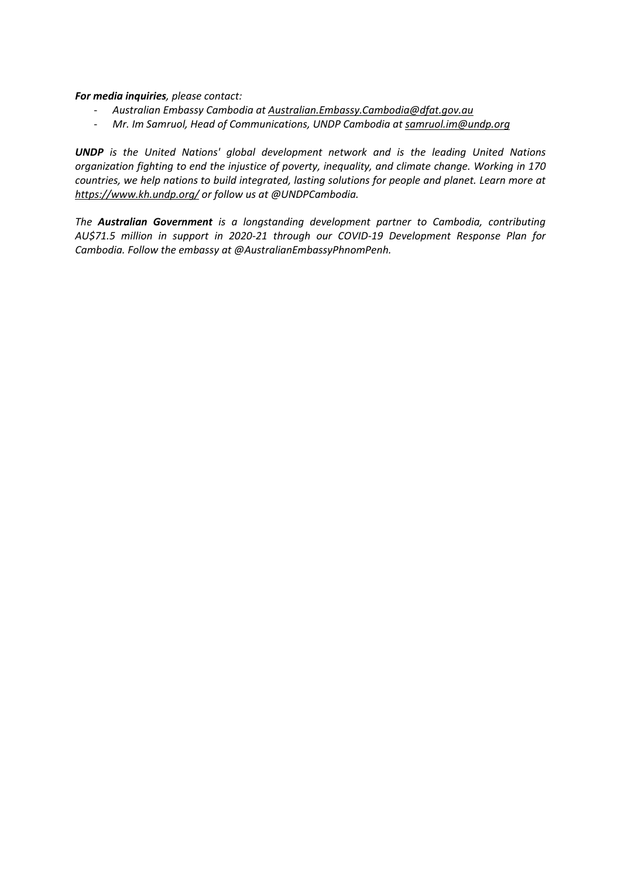***For media inquiries**, please contact:*

- *Australian Embassy Cambodia at Australian.Embassy.Cambodia@dfat.gov.au*
- *Mr. Im Samruol, Head of Communications, UNDP Cambodia at samruol.im@undp.org*

***UNDP** is the United Nations' global development network and is the leading United Nations organization fighting to end the injustice of poverty, inequality, and climate change. Working in 170 countries, we help nations to build integrated, lasting solutions for people and planet. Learn more at https://www.kh.undp.org/ or follow us at @UNDPCambodia.*

*The **Australian Government** is a longstanding development partner to Cambodia, contributing AU$71.5 million in support in 2020-21 through our COVID-19 Development Response Plan for Cambodia. Follow the embassy at @AustralianEmbassyPhnomPenh.*